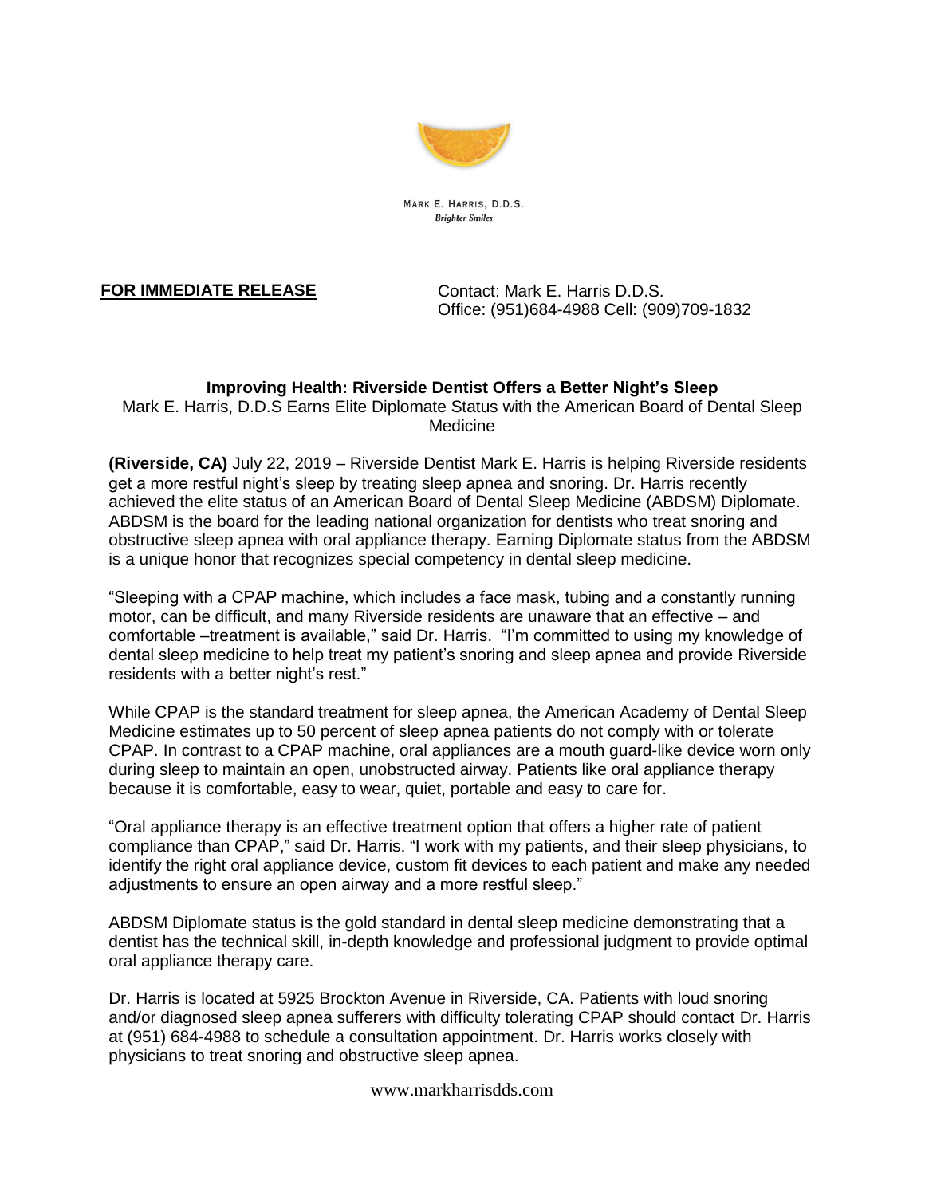MARK E. HARRIS, D.D.S.
*Brighter Smiles*

**FOR IMMEDIATE RELEASE**

Contact: Mark E. Harris D.D.S.
Office: (951)684-4988 Cell: (909)709-1832

## Improving Health: Riverside Dentist Offers a Better Night's Sleep

Mark E. Harris, D.D.S Earns Elite Diplomate Status with the American Board of Dental Sleep Medicine

**(Riverside, CA)** July 22, 2019 – Riverside Dentist Mark E. Harris is helping Riverside residents get a more restful night's sleep by treating sleep apnea and snoring. Dr. Harris recently achieved the elite status of an American Board of Dental Sleep Medicine (ABDSM) Diplomate. ABDSM is the board for the leading national organization for dentists who treat snoring and obstructive sleep apnea with oral appliance therapy. Earning Diplomate status from the ABDSM is a unique honor that recognizes special competency in dental sleep medicine.

"Sleeping with a CPAP machine, which includes a face mask, tubing and a constantly running motor, can be difficult, and many Riverside residents are unaware that an effective – and comfortable –treatment is available," said Dr. Harris. "I'm committed to using my knowledge of dental sleep medicine to help treat my patient's snoring and sleep apnea and provide Riverside residents with a better night's rest."

While CPAP is the standard treatment for sleep apnea, the American Academy of Dental Sleep Medicine estimates up to 50 percent of sleep apnea patients do not comply with or tolerate CPAP. In contrast to a CPAP machine, oral appliances are a mouth guard-like device worn only during sleep to maintain an open, unobstructed airway. Patients like oral appliance therapy because it is comfortable, easy to wear, quiet, portable and easy to care for.

"Oral appliance therapy is an effective treatment option that offers a higher rate of patient compliance than CPAP," said Dr. Harris. "I work with my patients, and their sleep physicians, to identify the right oral appliance device, custom fit devices to each patient and make any needed adjustments to ensure an open airway and a more restful sleep."

ABDSM Diplomate status is the gold standard in dental sleep medicine demonstrating that a dentist has the technical skill, in-depth knowledge and professional judgment to provide optimal oral appliance therapy care.

Dr. Harris is located at 5925 Brockton Avenue in Riverside, CA. Patients with loud snoring and/or diagnosed sleep apnea sufferers with difficulty tolerating CPAP should contact Dr. Harris at (951) 684-4988 to schedule a consultation appointment. Dr. Harris works closely with physicians to treat snoring and obstructive sleep apnea.

www.markharrisdds.com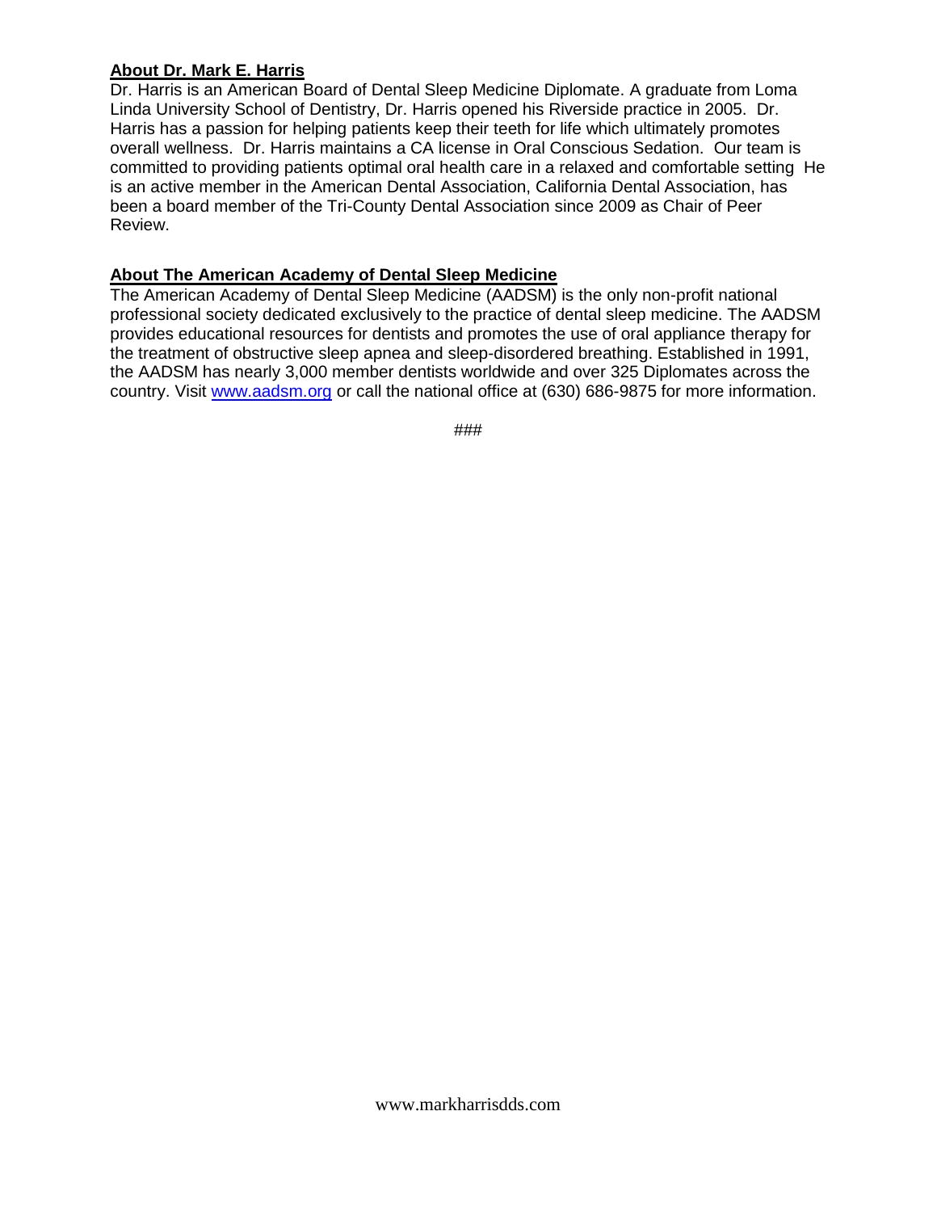**About Dr. Mark E. Harris**

Dr. Harris is an American Board of Dental Sleep Medicine Diplomate. A graduate from Loma Linda University School of Dentistry, Dr. Harris opened his Riverside practice in 2005. Dr. Harris has a passion for helping patients keep their teeth for life which ultimately promotes overall wellness. Dr. Harris maintains a CA license in Oral Conscious Sedation. Our team is committed to providing patients optimal oral health care in a relaxed and comfortable setting He is an active member in the American Dental Association, California Dental Association, has been a board member of the Tri-County Dental Association since 2009 as Chair of Peer Review.

**About The American Academy of Dental Sleep Medicine**

The American Academy of Dental Sleep Medicine (AADSM) is the only non-profit national professional society dedicated exclusively to the practice of dental sleep medicine. The AADSM provides educational resources for dentists and promotes the use of oral appliance therapy for the treatment of obstructive sleep apnea and sleep-disordered breathing. Established in 1991, the AADSM has nearly 3,000 member dentists worldwide and over 325 Diplomates across the country. Visit www.aadsm.org or call the national office at (630) 686-9875 for more information.

###

www.markharrisdds.com